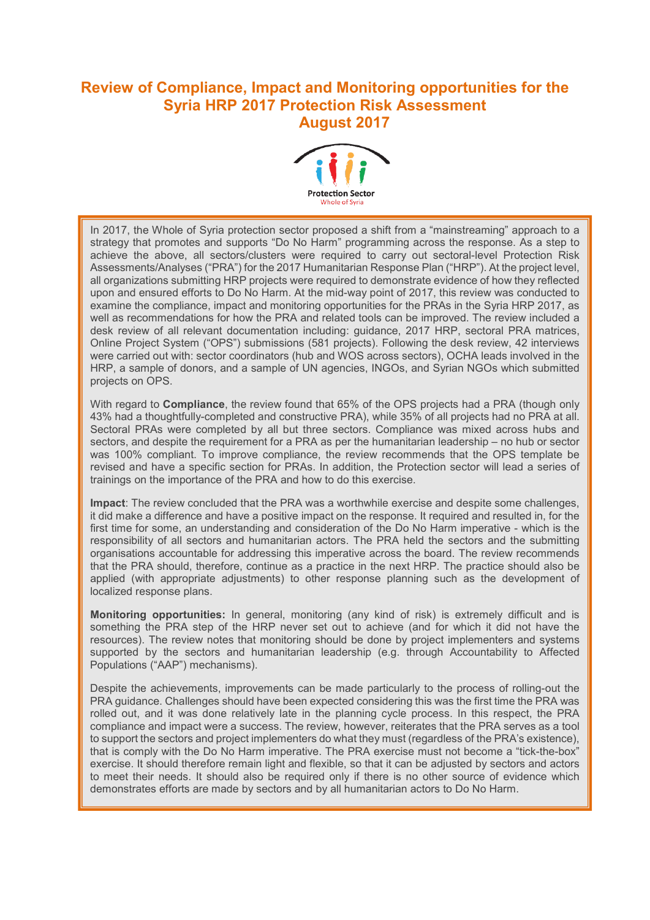# Review of Compliance, Impact and Monitoring opportunities for the Syria HRP 2017 Protection Risk Assessment August 2017

Protection Sector
Whole of Syria

In 2017, the Whole of Syria protection sector proposed a shift from a "mainstreaming" approach to a strategy that promotes and supports "Do No Harm" programming across the response. As a step to achieve the above, all sectors/clusters were required to carry out sectoral-level Protection Risk Assessments/Analyses ("PRA") for the 2017 Humanitarian Response Plan ("HRP"). At the project level, all organizations submitting HRP projects were required to demonstrate evidence of how they reflected upon and ensured efforts to Do No Harm. At the mid-way point of 2017, this review was conducted to examine the compliance, impact and monitoring opportunities for the PRAs in the Syria HRP 2017, as well as recommendations for how the PRA and related tools can be improved. The review included a desk review of all relevant documentation including: guidance, 2017 HRP, sectoral PRA matrices, Online Project System ("OPS") submissions (581 projects). Following the desk review, 42 interviews were carried out with: sector coordinators (hub and WOS across sectors), OCHA leads involved in the HRP, a sample of donors, and a sample of UN agencies, INGOs, and Syrian NGOs which submitted projects on OPS.

With regard to **Compliance**, the review found that 65% of the OPS projects had a PRA (though only 43% had a thoughtfully-completed and constructive PRA), while 35% of all projects had no PRA at all. Sectoral PRAs were completed by all but three sectors. Compliance was mixed across hubs and sectors, and despite the requirement for a PRA as per the humanitarian leadership – no hub or sector was 100% compliant. To improve compliance, the review recommends that the OPS template be revised and have a specific section for PRAs. In addition, the Protection sector will lead a series of trainings on the importance of the PRA and how to do this exercise.

**Impact**: The review concluded that the PRA was a worthwhile exercise and despite some challenges, it did make a difference and have a positive impact on the response. It required and resulted in, for the first time for some, an understanding and consideration of the Do No Harm imperative - which is the responsibility of all sectors and humanitarian actors. The PRA held the sectors and the submitting organisations accountable for addressing this imperative across the board. The review recommends that the PRA should, therefore, continue as a practice in the next HRP. The practice should also be applied (with appropriate adjustments) to other response planning such as the development of localized response plans.

**Monitoring opportunities:** In general, monitoring (any kind of risk) is extremely difficult and is something the PRA step of the HRP never set out to achieve (and for which it did not have the resources). The review notes that monitoring should be done by project implementers and systems supported by the sectors and humanitarian leadership (e.g. through Accountability to Affected Populations ("AAP") mechanisms).

Despite the achievements, improvements can be made particularly to the process of rolling-out the PRA guidance. Challenges should have been expected considering this was the first time the PRA was rolled out, and it was done relatively late in the planning cycle process. In this respect, the PRA compliance and impact were a success. The review, however, reiterates that the PRA serves as a tool to support the sectors and project implementers do what they must (regardless of the PRA's existence), that is comply with the Do No Harm imperative. The PRA exercise must not become a "tick-the-box" exercise. It should therefore remain light and flexible, so that it can be adjusted by sectors and actors to meet their needs. It should also be required only if there is no other source of evidence which demonstrates efforts are made by sectors and by all humanitarian actors to Do No Harm.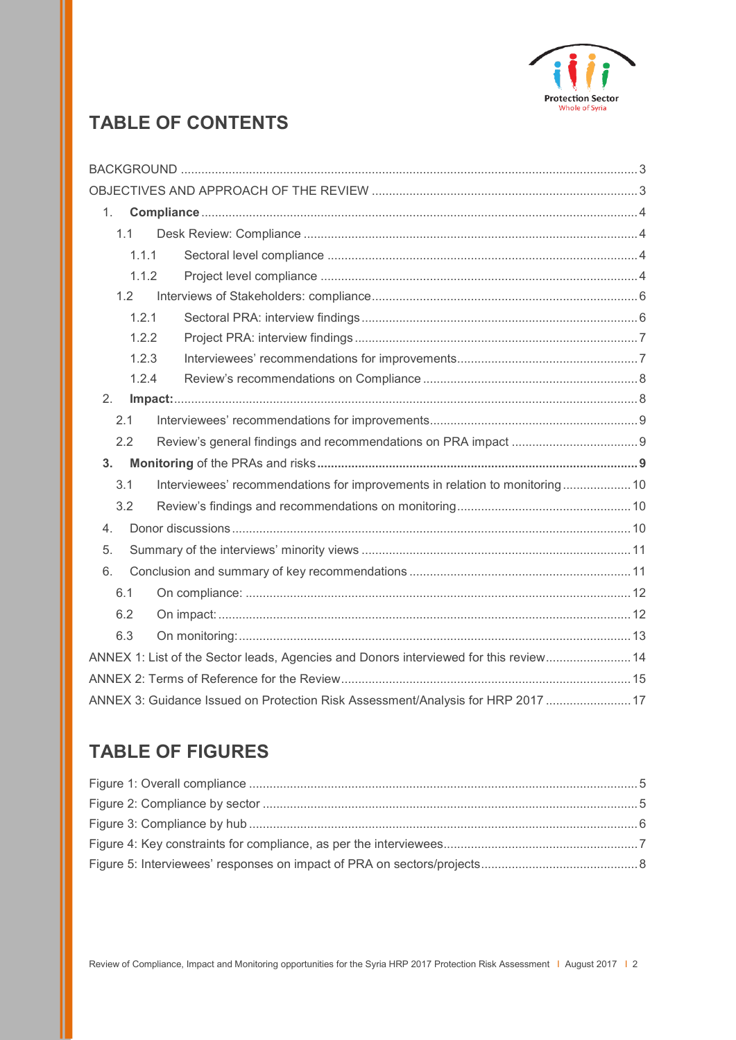# TABLE OF CONTENTS

BACKGROUND ........................................................................................................................ 3
OBJECTIVES AND APPROACH OF THE REVIEW ................................................................ 3
1. **Compliance** ................................................................................................................ 4
 1.1 Desk Review: Compliance ........................................................................................ 4
  1.1.1 Sectoral level compliance ..................................................................................... 4
  1.1.2 Project level compliance ....................................................................................... 4
 1.2 Interviews of Stakeholders: compliance .................................................................... 6
  1.2.1 Sectoral PRA: interview findings ........................................................................... 6
  1.2.2 Project PRA: interview findings ............................................................................. 7
  1.2.3 Interviewees' recommendations for improvements ............................................... 7
  1.2.4 Review's recommendations on Compliance ......................................................... 8
2. **Impact:** ........................................................................................................................ 8
 2.1 Interviewees' recommendations for improvements .................................................... 9
 2.2 Review's general findings and recommendations on PRA impact ............................. 9
**3. Monitoring of the PRAs and risks** ............................................................................... **9**
 3.1 Interviewees' recommendations for improvements in relation to monitoring .............. 10
 3.2 Review's findings and recommendations on monitoring ............................................ 10
4. Donor discussions ........................................................................................................ 10
5. Summary of the interviews' minority views .................................................................. 11
6. Conclusion and summary of key recommendations ..................................................... 11
 6.1 On compliance: ........................................................................................................ 12
 6.2 On impact: ................................................................................................................ 12
 6.3 On monitoring: .......................................................................................................... 13
ANNEX 1: List of the Sector leads, Agencies and Donors interviewed for this review ........ 14
ANNEX 2: Terms of Reference for the Review .................................................................... 15
ANNEX 3: Guidance Issued on Protection Risk Assessment/Analysis for HRP 2017 ......... 17

# TABLE OF FIGURES

Figure 1: Overall compliance ............................................................................................... 5
Figure 2: Compliance by sector ............................................................................................ 5
Figure 3: Compliance by hub ............................................................................................... 6
Figure 4: Key constraints for compliance, as per the interviewees ....................................... 7
Figure 5: Interviewees' responses on impact of PRA on sectors/projects ............................. 8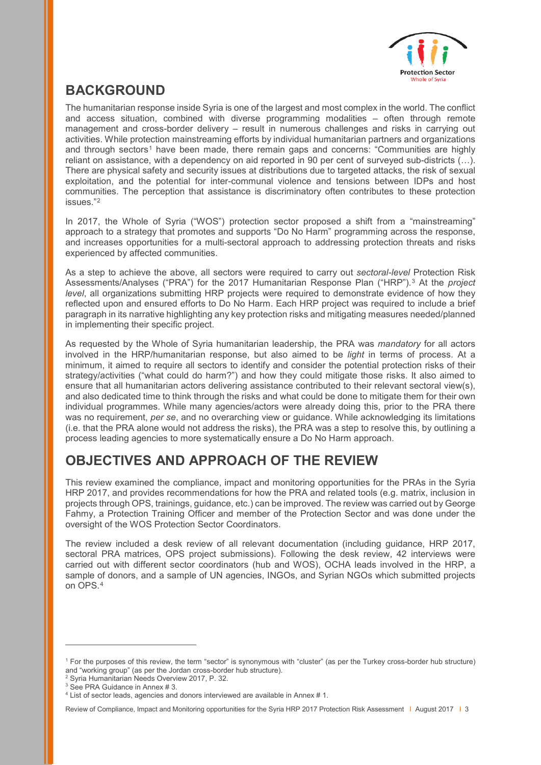## BACKGROUND

The humanitarian response inside Syria is one of the largest and most complex in the world. The conflict and access situation, combined with diverse programming modalities – often through remote management and cross-border delivery – result in numerous challenges and risks in carrying out activities. While protection mainstreaming efforts by individual humanitarian partners and organizations and through sectors[1] have been made, there remain gaps and concerns: "Communities are highly reliant on assistance, with a dependency on aid reported in 90 per cent of surveyed sub-districts (…). There are physical safety and security issues at distributions due to targeted attacks, the risk of sexual exploitation, and the potential for inter-communal violence and tensions between IDPs and host communities. The perception that assistance is discriminatory often contributes to these protection issues."[2]

In 2017, the Whole of Syria ("WOS") protection sector proposed a shift from a "mainstreaming" approach to a strategy that promotes and supports "Do No Harm" programming across the response, and increases opportunities for a multi-sectoral approach to addressing protection threats and risks experienced by affected communities.

As a step to achieve the above, all sectors were required to carry out *sectoral-level* Protection Risk Assessments/Analyses ("PRA") for the 2017 Humanitarian Response Plan ("HRP").[3] At the *project level*, all organizations submitting HRP projects were required to demonstrate evidence of how they reflected upon and ensured efforts to Do No Harm. Each HRP project was required to include a brief paragraph in its narrative highlighting any key protection risks and mitigating measures needed/planned in implementing their specific project.

As requested by the Whole of Syria humanitarian leadership, the PRA was *mandatory* for all actors involved in the HRP/humanitarian response, but also aimed to be *light* in terms of process. At a minimum, it aimed to require all sectors to identify and consider the potential protection risks of their strategy/activities ("what could do harm?") and how they could mitigate those risks. It also aimed to ensure that all humanitarian actors delivering assistance contributed to their relevant sectoral view(s), and also dedicated time to think through the risks and what could be done to mitigate them for their own individual programmes. While many agencies/actors were already doing this, prior to the PRA there was no requirement, *per se*, and no overarching view or guidance. While acknowledging its limitations (i.e. that the PRA alone would not address the risks), the PRA was a step to resolve this, by outlining a process leading agencies to more systematically ensure a Do No Harm approach.

## OBJECTIVES AND APPROACH OF THE REVIEW

This review examined the compliance, impact and monitoring opportunities for the PRAs in the Syria HRP 2017, and provides recommendations for how the PRA and related tools (e.g. matrix, inclusion in projects through OPS, trainings, guidance, etc.) can be improved. The review was carried out by George Fahmy, a Protection Training Officer and member of the Protection Sector and was done under the oversight of the WOS Protection Sector Coordinators.

The review included a desk review of all relevant documentation (including guidance, HRP 2017, sectoral PRA matrices, OPS project submissions). Following the desk review, 42 interviews were carried out with different sector coordinators (hub and WOS), OCHA leads involved in the HRP, a sample of donors, and a sample of UN agencies, INGOs, and Syrian NGOs which submitted projects on OPS.[4]

---

[1] For the purposes of this review, the term "sector" is synonymous with "cluster" (as per the Turkey cross-border hub structure) and "working group" (as per the Jordan cross-border hub structure).

[2] Syria Humanitarian Needs Overview 2017, P. 32.

[3] See PRA Guidance in Annex # 3.

[4] List of sector leads, agencies and donors interviewed are available in Annex # 1.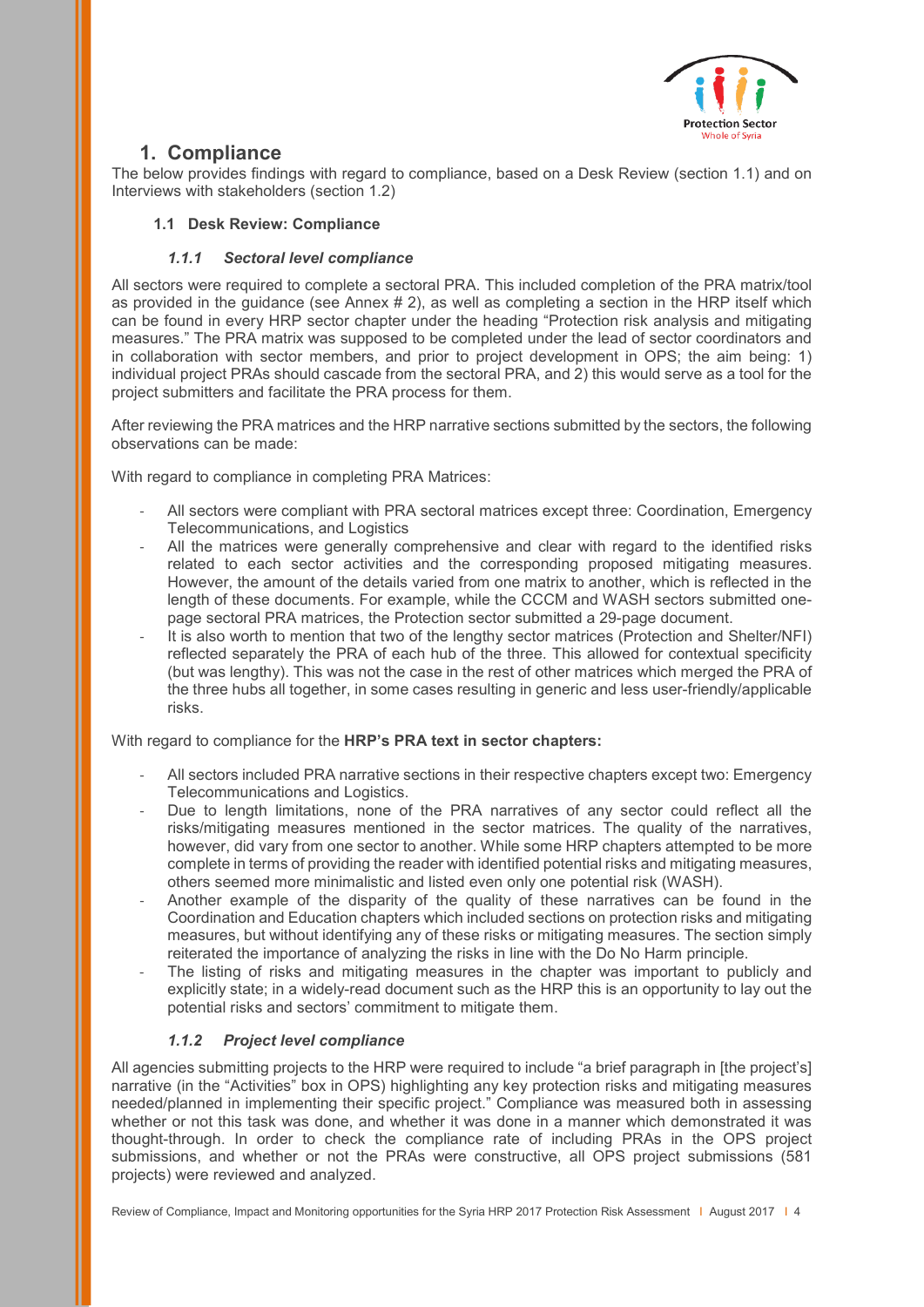# 1. Compliance

The below provides findings with regard to compliance, based on a Desk Review (section 1.1) and on Interviews with stakeholders (section 1.2)

## 1.1 Desk Review: Compliance

### *1.1.1 Sectoral level compliance*

All sectors were required to complete a sectoral PRA. This included completion of the PRA matrix/tool as provided in the guidance (see Annex # 2), as well as completing a section in the HRP itself which can be found in every HRP sector chapter under the heading "Protection risk analysis and mitigating measures." The PRA matrix was supposed to be completed under the lead of sector coordinators and in collaboration with sector members, and prior to project development in OPS; the aim being: 1) individual project PRAs should cascade from the sectoral PRA, and 2) this would serve as a tool for the project submitters and facilitate the PRA process for them.

After reviewing the PRA matrices and the HRP narrative sections submitted by the sectors, the following observations can be made:

With regard to compliance in completing PRA Matrices:

- All sectors were compliant with PRA sectoral matrices except three: Coordination, Emergency Telecommunications, and Logistics
- All the matrices were generally comprehensive and clear with regard to the identified risks related to each sector activities and the corresponding proposed mitigating measures. However, the amount of the details varied from one matrix to another, which is reflected in the length of these documents. For example, while the CCCM and WASH sectors submitted one-page sectoral PRA matrices, the Protection sector submitted a 29-page document.
- It is also worth to mention that two of the lengthy sector matrices (Protection and Shelter/NFI) reflected separately the PRA of each hub of the three. This allowed for contextual specificity (but was lengthy). This was not the case in the rest of other matrices which merged the PRA of the three hubs all together, in some cases resulting in generic and less user-friendly/applicable risks.

With regard to compliance for the **HRP's PRA text in sector chapters:**

- All sectors included PRA narrative sections in their respective chapters except two: Emergency Telecommunications and Logistics.
- Due to length limitations, none of the PRA narratives of any sector could reflect all the risks/mitigating measures mentioned in the sector matrices. The quality of the narratives, however, did vary from one sector to another. While some HRP chapters attempted to be more complete in terms of providing the reader with identified potential risks and mitigating measures, others seemed more minimalistic and listed even only one potential risk (WASH).
- Another example of the disparity of the quality of these narratives can be found in the Coordination and Education chapters which included sections on protection risks and mitigating measures, but without identifying any of these risks or mitigating measures. The section simply reiterated the importance of analyzing the risks in line with the Do No Harm principle.
- The listing of risks and mitigating measures in the chapter was important to publicly and explicitly state; in a widely-read document such as the HRP this is an opportunity to lay out the potential risks and sectors' commitment to mitigate them.

### *1.1.2 Project level compliance*

All agencies submitting projects to the HRP were required to include "a brief paragraph in [the project's] narrative (in the "Activities" box in OPS) highlighting any key protection risks and mitigating measures needed/planned in implementing their specific project." Compliance was measured both in assessing whether or not this task was done, and whether it was done in a manner which demonstrated it was thought-through. In order to check the compliance rate of including PRAs in the OPS project submissions, and whether or not the PRAs were constructive, all OPS project submissions (581 projects) were reviewed and analyzed.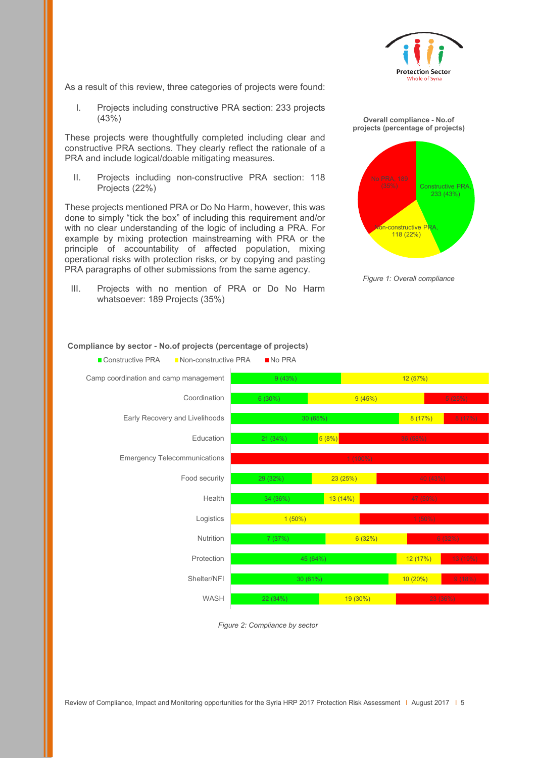As a result of this review, three categories of projects were found:

I. Projects including constructive PRA section: 233 projects (43%)

These projects were thoughtfully completed including clear and constructive PRA sections. They clearly reflect the rationale of a PRA and include logical/doable mitigating measures.

II. Projects including non-constructive PRA section: 118 Projects (22%)

These projects mentioned PRA or Do No Harm, however, this was done to simply "tick the box" of including this requirement and/or with no clear understanding of the logic of including a PRA. For example by mixing protection mainstreaming with PRA or the principle of accountability of affected population, mixing operational risks with protection risks, or by copying and pasting PRA paragraphs of other submissions from the same agency.

III. Projects with no mention of PRA or Do No Harm whatsoever: 189 Projects (35%)

**Overall compliance - No.of projects (percentage of projects)**

| Category | No. of projects (percentage) |
|---|---|
| Constructive PRA | 233 (43%) |
| Non-constructive PRA | 118 (22%) |
| No PRA | 189 (35%) |

*Figure 1: Overall compliance*

**Compliance by sector - No.of projects (percentage of projects)**

| Sector | Constructive PRA | Non-constructive PRA | No PRA |
|---|---|---|---|
| Camp coordination and camp management | 9 (43%) | 12 (57%) | |
| Coordination | 6 (30%) | 9 (45%) | 5 (25%) |
| Early Recovery and Livelihoods | 30 (65%) | 8 (17%) | 8 (17%) |
| Education | 21 (34%) | 5 (8%) | 36 (58%) |
| Emergency Telecommunications | | | 1 (100%) |
| Food security | 29 (32%) | 23 (25%) | 40 (43%) |
| Health | 34 (36%) | 13 (14%) | 47 (50%) |
| Logistics | | 1 (50%) | 1 (50%) |
| Nutrition | 7 (37%) | 6 (32%) | 6 (32%) |
| Protection | 45 (64%) | 12 (17%) | 13 (19%) |
| Shelter/NFI | 30 (61%) | 10 (20%) | 9 (18%) |
| WASH | 22 (34%) | 19 (30%) | 23 (36%) |

*Figure 2: Compliance by sector*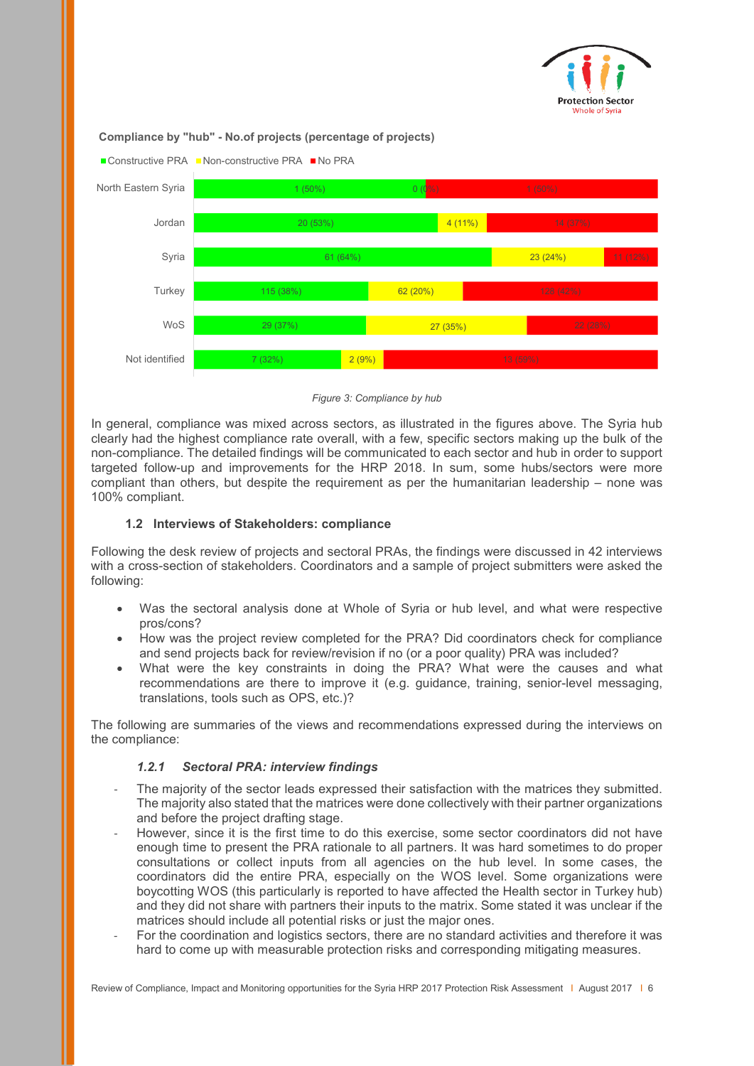**Compliance by "hub" - No.of projects (percentage of projects)**

| Hub | Constructive PRA | Non-constructive PRA | No PRA |
|---|---|---|---|
| North Eastern Syria | 1 (50%) | 0 (0%) | 1 (50%) |
| Jordan | 20 (53%) | 4 (11%) | 14 (37%) |
| Syria | 61 (64%) | 23 (24%) | 11 (12%) |
| Turkey | 115 (38%) | 62 (20%) | 128 (42%) |
| WoS | 29 (37%) | 27 (35%) | 22 (28%) |
| Not identified | 7 (32%) | 2 (9%) | 13 (59%) |

*Figure 3: Compliance by hub*

In general, compliance was mixed across sectors, as illustrated in the figures above. The Syria hub clearly had the highest compliance rate overall, with a few, specific sectors making up the bulk of the non-compliance. The detailed findings will be communicated to each sector and hub in order to support targeted follow-up and improvements for the HRP 2018. In sum, some hubs/sectors were more compliant than others, but despite the requirement as per the humanitarian leadership – none was 100% compliant.

### 1.2 Interviews of Stakeholders: compliance

Following the desk review of projects and sectoral PRAs, the findings were discussed in 42 interviews with a cross-section of stakeholders. Coordinators and a sample of project submitters were asked the following:

- Was the sectoral analysis done at Whole of Syria or hub level, and what were respective pros/cons?
- How was the project review completed for the PRA? Did coordinators check for compliance and send projects back for review/revision if no (or a poor quality) PRA was included?
- What were the key constraints in doing the PRA? What were the causes and what recommendations are there to improve it (e.g. guidance, training, senior-level messaging, translations, tools such as OPS, etc.)?

The following are summaries of the views and recommendations expressed during the interviews on the compliance:

#### *1.2.1 Sectoral PRA: interview findings*

- The majority of the sector leads expressed their satisfaction with the matrices they submitted. The majority also stated that the matrices were done collectively with their partner organizations and before the project drafting stage.
- However, since it is the first time to do this exercise, some sector coordinators did not have enough time to present the PRA rationale to all partners. It was hard sometimes to do proper consultations or collect inputs from all agencies on the hub level. In some cases, the coordinators did the entire PRA, especially on the WOS level. Some organizations were boycotting WOS (this particularly is reported to have affected the Health sector in Turkey hub) and they did not share with partners their inputs to the matrix. Some stated it was unclear if the matrices should include all potential risks or just the major ones.
- For the coordination and logistics sectors, there are no standard activities and therefore it was hard to come up with measurable protection risks and corresponding mitigating measures.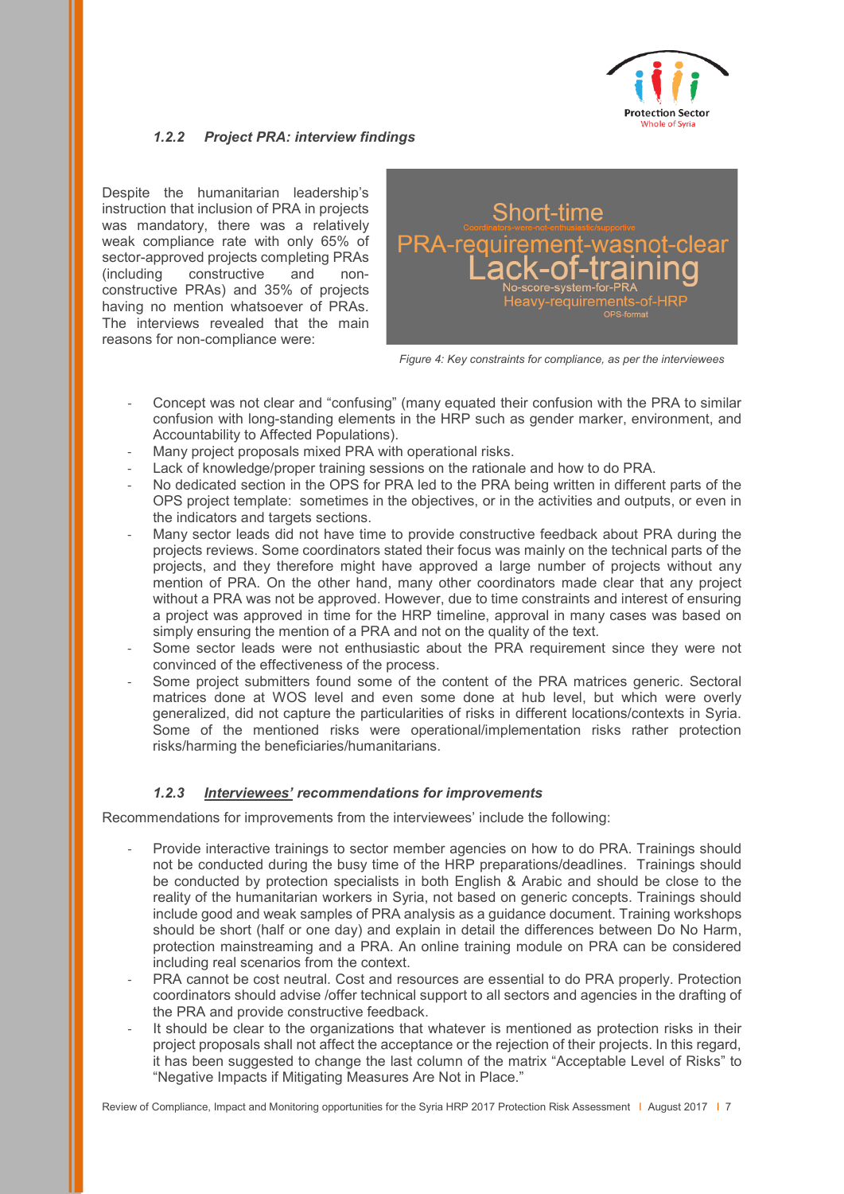### *1.2.2 Project PRA: interview findings*

Despite the humanitarian leadership's instruction that inclusion of PRA in projects was mandatory, there was a relatively weak compliance rate with only 65% of sector-approved projects completing PRAs (including constructive and non-constructive PRAs) and 35% of projects having no mention whatsoever of PRAs. The interviews revealed that the main reasons for non-compliance were:

Short-time
Coordinators-were-not-enthusiastic/supportive
PRA-requirement-wasnot-clear
Lack-of-training
No-score-system-for-PRA
Heavy-requirements-of-HRP
OPS-format

*Figure 4: Key constraints for compliance, as per the interviewees*

- Concept was not clear and "confusing" (many equated their confusion with the PRA to similar confusion with long-standing elements in the HRP such as gender marker, environment, and Accountability to Affected Populations).
- Many project proposals mixed PRA with operational risks.
- Lack of knowledge/proper training sessions on the rationale and how to do PRA.
- No dedicated section in the OPS for PRA led to the PRA being written in different parts of the OPS project template: sometimes in the objectives, or in the activities and outputs, or even in the indicators and targets sections.
- Many sector leads did not have time to provide constructive feedback about PRA during the projects reviews. Some coordinators stated their focus was mainly on the technical parts of the projects, and they therefore might have approved a large number of projects without any mention of PRA. On the other hand, many other coordinators made clear that any project without a PRA was not be approved. However, due to time constraints and interest of ensuring a project was approved in time for the HRP timeline, approval in many cases was based on simply ensuring the mention of a PRA and not on the quality of the text.
- Some sector leads were not enthusiastic about the PRA requirement since they were not convinced of the effectiveness of the process.
- Some project submitters found some of the content of the PRA matrices generic. Sectoral matrices done at WOS level and even some done at hub level, but which were overly generalized, did not capture the particularities of risks in different locations/contexts in Syria. Some of the mentioned risks were operational/implementation risks rather protection risks/harming the beneficiaries/humanitarians.

### *1.2.3 <u>Interviewees'</u> recommendations for improvements*

Recommendations for improvements from the interviewees' include the following:

- Provide interactive trainings to sector member agencies on how to do PRA. Trainings should not be conducted during the busy time of the HRP preparations/deadlines. Trainings should be conducted by protection specialists in both English & Arabic and should be close to the reality of the humanitarian workers in Syria, not based on generic concepts. Trainings should include good and weak samples of PRA analysis as a guidance document. Training workshops should be short (half or one day) and explain in detail the differences between Do No Harm, protection mainstreaming and a PRA. An online training module on PRA can be considered including real scenarios from the context.
- PRA cannot be cost neutral. Cost and resources are essential to do PRA properly. Protection coordinators should advise /offer technical support to all sectors and agencies in the drafting of the PRA and provide constructive feedback.
- It should be clear to the organizations that whatever is mentioned as protection risks in their project proposals shall not affect the acceptance or the rejection of their projects. In this regard, it has been suggested to change the last column of the matrix "Acceptable Level of Risks" to "Negative Impacts if Mitigating Measures Are Not in Place."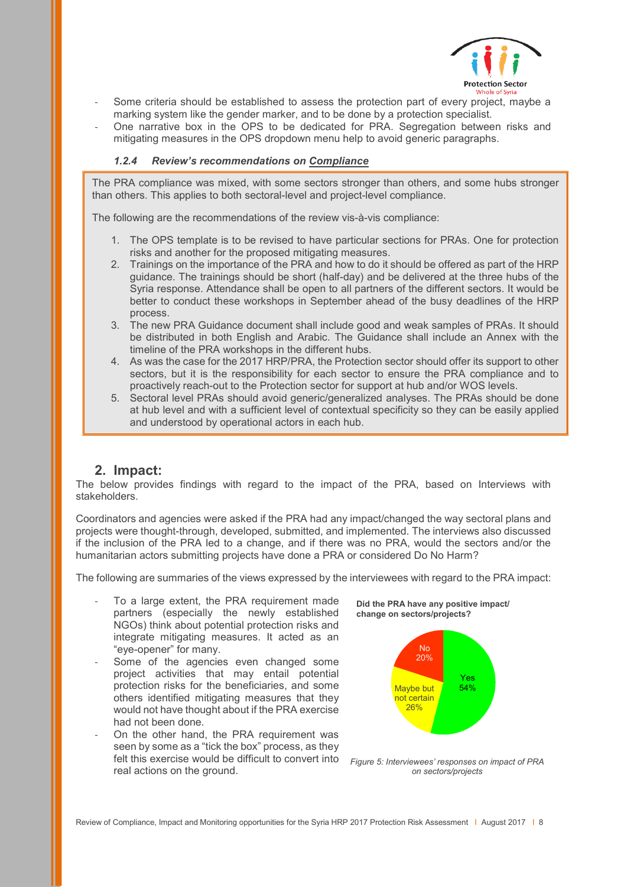- Some criteria should be established to assess the protection part of every project, maybe a marking system like the gender marker, and to be done by a protection specialist.
- One narrative box in the OPS to be dedicated for PRA. Segregation between risks and mitigating measures in the OPS dropdown menu help to avoid generic paragraphs.

#### *1.2.4 Review's recommendations on Compliance*

The PRA compliance was mixed, with some sectors stronger than others, and some hubs stronger than others. This applies to both sectoral-level and project-level compliance.

The following are the recommendations of the review vis-à-vis compliance:

1. The OPS template is to be revised to have particular sections for PRAs. One for protection risks and another for the proposed mitigating measures.
2. Trainings on the importance of the PRA and how to do it should be offered as part of the HRP guidance. The trainings should be short (half-day) and be delivered at the three hubs of the Syria response. Attendance shall be open to all partners of the different sectors. It would be better to conduct these workshops in September ahead of the busy deadlines of the HRP process.
3. The new PRA Guidance document shall include good and weak samples of PRAs. It should be distributed in both English and Arabic. The Guidance shall include an Annex with the timeline of the PRA workshops in the different hubs.
4. As was the case for the 2017 HRP/PRA, the Protection sector should offer its support to other sectors, but it is the responsibility for each sector to ensure the PRA compliance and to proactively reach-out to the Protection sector for support at hub and/or WOS levels.
5. Sectoral level PRAs should avoid generic/generalized analyses. The PRAs should be done at hub level and with a sufficient level of contextual specificity so they can be easily applied and understood by operational actors in each hub.

## 2. Impact:

The below provides findings with regard to the impact of the PRA, based on Interviews with stakeholders.

Coordinators and agencies were asked if the PRA had any impact/changed the way sectoral plans and projects were thought-through, developed, submitted, and implemented. The interviews also discussed if the inclusion of the PRA led to a change, and if there was no PRA, would the sectors and/or the humanitarian actors submitting projects have done a PRA or considered Do No Harm?

The following are summaries of the views expressed by the interviewees with regard to the PRA impact:

- To a large extent, the PRA requirement made partners (especially the newly established NGOs) think about potential protection risks and integrate mitigating measures. It acted as an "eye-opener" for many.
- Some of the agencies even changed some project activities that may entail potential protection risks for the beneficiaries, and some others identified mitigating measures that they would not have thought about if the PRA exercise had not been done.
- On the other hand, the PRA requirement was seen by some as a "tick the box" process, as they felt this exercise would be difficult to convert into real actions on the ground.

**Did the PRA have any positive impact/ change on sectors/projects?**

| Response | Percentage |
| --- | --- |
| Yes | 54% |
| Maybe but not certain | 26% |
| No | 20% |

*Figure 5: Interviewees' responses on impact of PRA on sectors/projects*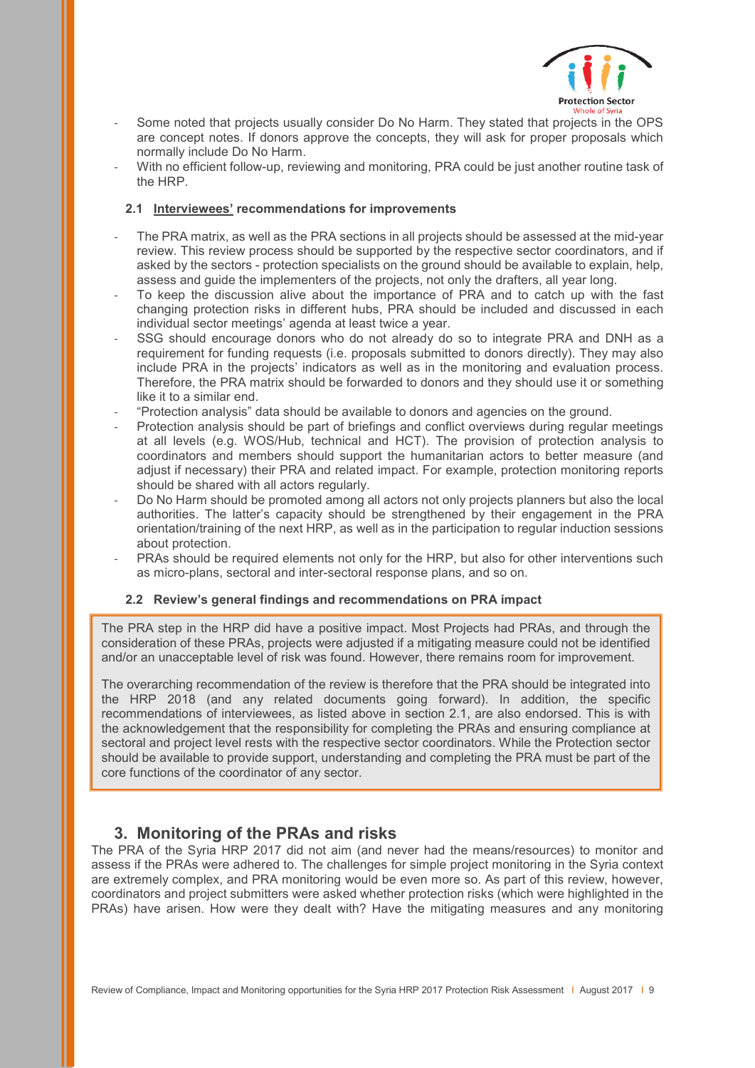- Some noted that projects usually consider Do No Harm. They stated that projects in the OPS are concept notes. If donors approve the concepts, they will ask for proper proposals which normally include Do No Harm.
- With no efficient follow-up, reviewing and monitoring, PRA could be just another routine task of the HRP.

### 2.1 Interviewees' recommendations for improvements

- The PRA matrix, as well as the PRA sections in all projects should be assessed at the mid-year review. This review process should be supported by the respective sector coordinators, and if asked by the sectors - protection specialists on the ground should be available to explain, help, assess and guide the implementers of the projects, not only the drafters, all year long.
- To keep the discussion alive about the importance of PRA and to catch up with the fast changing protection risks in different hubs, PRA should be included and discussed in each individual sector meetings' agenda at least twice a year.
- SSG should encourage donors who do not already do so to integrate PRA and DNH as a requirement for funding requests (i.e. proposals submitted to donors directly). They may also include PRA in the projects' indicators as well as in the monitoring and evaluation process. Therefore, the PRA matrix should be forwarded to donors and they should use it or something like it to a similar end.
- "Protection analysis" data should be available to donors and agencies on the ground.
- Protection analysis should be part of briefings and conflict overviews during regular meetings at all levels (e.g. WOS/Hub, technical and HCT). The provision of protection analysis to coordinators and members should support the humanitarian actors to better measure (and adjust if necessary) their PRA and related impact. For example, protection monitoring reports should be shared with all actors regularly.
- Do No Harm should be promoted among all actors not only projects planners but also the local authorities. The latter's capacity should be strengthened by their engagement in the PRA orientation/training of the next HRP, as well as in the participation to regular induction sessions about protection.
- PRAs should be required elements not only for the HRP, but also for other interventions such as micro-plans, sectoral and inter-sectoral response plans, and so on.

### 2.2 Review's general findings and recommendations on PRA impact

The PRA step in the HRP did have a positive impact. Most Projects had PRAs, and through the consideration of these PRAs, projects were adjusted if a mitigating measure could not be identified and/or an unacceptable level of risk was found. However, there remains room for improvement.

The overarching recommendation of the review is therefore that the PRA should be integrated into the HRP 2018 (and any related documents going forward). In addition, the specific recommendations of interviewees, as listed above in section 2.1, are also endorsed. This is with the acknowledgement that the responsibility for completing the PRAs and ensuring compliance at sectoral and project level rests with the respective sector coordinators. While the Protection sector should be available to provide support, understanding and completing the PRA must be part of the core functions of the coordinator of any sector.

## 3. Monitoring of the PRAs and risks

The PRA of the Syria HRP 2017 did not aim (and never had the means/resources) to monitor and assess if the PRAs were adhered to. The challenges for simple project monitoring in the Syria context are extremely complex, and PRA monitoring would be even more so. As part of this review, however, coordinators and project submitters were asked whether protection risks (which were highlighted in the PRAs) have arisen. How were they dealt with? Have the mitigating measures and any monitoring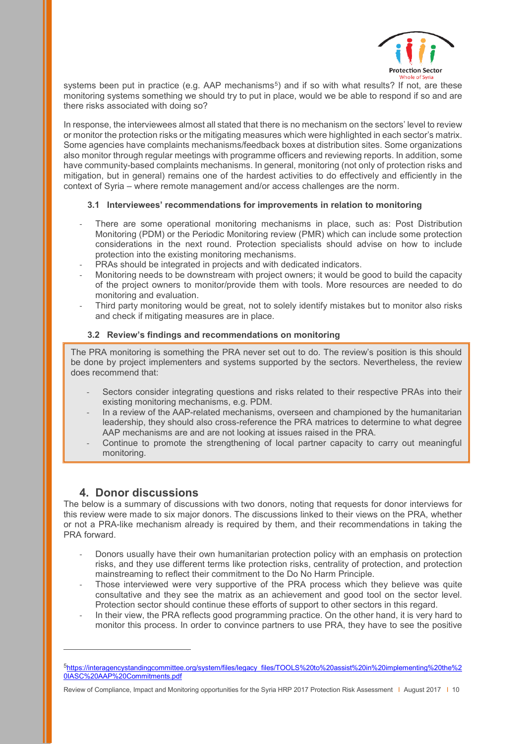systems been put in practice (e.g. AAP mechanisms[5]) and if so with what results? If not, are these monitoring systems something we should try to put in place, would we be able to respond if so and are there risks associated with doing so?

In response, the interviewees almost all stated that there is no mechanism on the sectors' level to review or monitor the protection risks or the mitigating measures which were highlighted in each sector's matrix. Some agencies have complaints mechanisms/feedback boxes at distribution sites. Some organizations also monitor through regular meetings with programme officers and reviewing reports. In addition, some have community-based complaints mechanisms. In general, monitoring (not only of protection risks and mitigation, but in general) remains one of the hardest activities to do effectively and efficiently in the context of Syria – where remote management and/or access challenges are the norm.

### 3.1 Interviewees' recommendations for improvements in relation to monitoring

- There are some operational monitoring mechanisms in place, such as: Post Distribution Monitoring (PDM) or the Periodic Monitoring review (PMR) which can include some protection considerations in the next round. Protection specialists should advise on how to include protection into the existing monitoring mechanisms.
- PRAs should be integrated in projects and with dedicated indicators.
- Monitoring needs to be downstream with project owners; it would be good to build the capacity of the project owners to monitor/provide them with tools. More resources are needed to do monitoring and evaluation.
- Third party monitoring would be great, not to solely identify mistakes but to monitor also risks and check if mitigating measures are in place.

### 3.2 Review's findings and recommendations on monitoring

The PRA monitoring is something the PRA never set out to do. The review's position is this should be done by project implementers and systems supported by the sectors. Nevertheless, the review does recommend that:

- Sectors consider integrating questions and risks related to their respective PRAs into their existing monitoring mechanisms, e.g. PDM.
- In a review of the AAP-related mechanisms, overseen and championed by the humanitarian leadership, they should also cross-reference the PRA matrices to determine to what degree AAP mechanisms are and are not looking at issues raised in the PRA.
- Continue to promote the strengthening of local partner capacity to carry out meaningful monitoring.

## 4. Donor discussions

The below is a summary of discussions with two donors, noting that requests for donor interviews for this review were made to six major donors. The discussions linked to their views on the PRA, whether or not a PRA-like mechanism already is required by them, and their recommendations in taking the PRA forward.

- Donors usually have their own humanitarian protection policy with an emphasis on protection risks, and they use different terms like protection risks, centrality of protection, and protection mainstreaming to reflect their commitment to the Do No Harm Principle.
- Those interviewed were very supportive of the PRA process which they believe was quite consultative and they see the matrix as an achievement and good tool on the sector level. Protection sector should continue these efforts of support to other sectors in this regard.
- In their view, the PRA reflects good programming practice. On the other hand, it is very hard to monitor this process. In order to convince partners to use PRA, they have to see the positive

[5] https://interagencystandingcommittee.org/system/files/legacy_files/TOOLS%20to%20assist%20in%20implementing%20the%20IASC%20AAP%20Commitments.pdf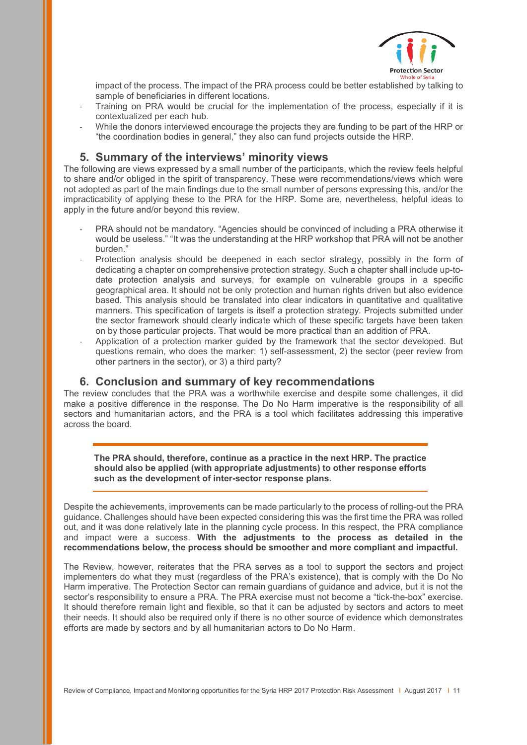impact of the process. The impact of the PRA process could be better established by talking to sample of beneficiaries in different locations.

- Training on PRA would be crucial for the implementation of the process, especially if it is contextualized per each hub.
- While the donors interviewed encourage the projects they are funding to be part of the HRP or "the coordination bodies in general," they also can fund projects outside the HRP.

## 5. Summary of the interviews' minority views

The following are views expressed by a small number of the participants, which the review feels helpful to share and/or obliged in the spirit of transparency. These were recommendations/views which were not adopted as part of the main findings due to the small number of persons expressing this, and/or the impracticability of applying these to the PRA for the HRP. Some are, nevertheless, helpful ideas to apply in the future and/or beyond this review.

- PRA should not be mandatory. "Agencies should be convinced of including a PRA otherwise it would be useless." "It was the understanding at the HRP workshop that PRA will not be another burden."
- Protection analysis should be deepened in each sector strategy, possibly in the form of dedicating a chapter on comprehensive protection strategy. Such a chapter shall include up-to-date protection analysis and surveys, for example on vulnerable groups in a specific geographical area. It should not be only protection and human rights driven but also evidence based. This analysis should be translated into clear indicators in quantitative and qualitative manners. This specification of targets is itself a protection strategy. Projects submitted under the sector framework should clearly indicate which of these specific targets have been taken on by those particular projects. That would be more practical than an addition of PRA.
- Application of a protection marker guided by the framework that the sector developed. But questions remain, who does the marker: 1) self-assessment, 2) the sector (peer review from other partners in the sector), or 3) a third party?

## 6. Conclusion and summary of key recommendations

The review concludes that the PRA was a worthwhile exercise and despite some challenges, it did make a positive difference in the response. The Do No Harm imperative is the responsibility of all sectors and humanitarian actors, and the PRA is a tool which facilitates addressing this imperative across the board.

**The PRA should, therefore, continue as a practice in the next HRP. The practice should also be applied (with appropriate adjustments) to other response efforts such as the development of inter-sector response plans.**

Despite the achievements, improvements can be made particularly to the process of rolling-out the PRA guidance. Challenges should have been expected considering this was the first time the PRA was rolled out, and it was done relatively late in the planning cycle process. In this respect, the PRA compliance and impact were a success. **With the adjustments to the process as detailed in the recommendations below, the process should be smoother and more compliant and impactful.**

The Review, however, reiterates that the PRA serves as a tool to support the sectors and project implementers do what they must (regardless of the PRA's existence), that is comply with the Do No Harm imperative. The Protection Sector can remain guardians of guidance and advice, but it is not the sector's responsibility to ensure a PRA. The PRA exercise must not become a "tick-the-box" exercise. It should therefore remain light and flexible, so that it can be adjusted by sectors and actors to meet their needs. It should also be required only if there is no other source of evidence which demonstrates efforts are made by sectors and by all humanitarian actors to Do No Harm.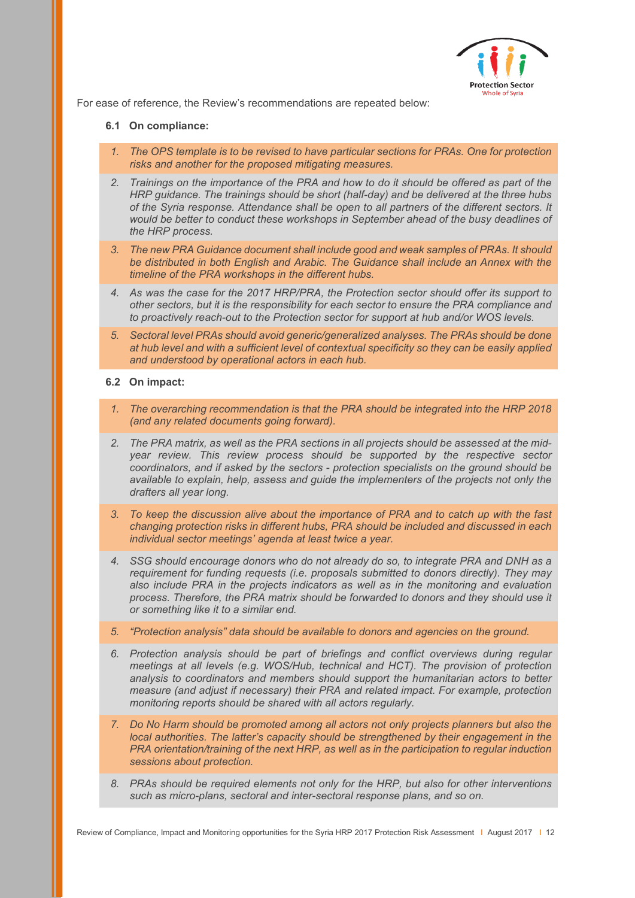For ease of reference, the Review's recommendations are repeated below:

### 6.1 On compliance:

1. *The OPS template is to be revised to have particular sections for PRAs. One for protection risks and another for the proposed mitigating measures.*
2. *Trainings on the importance of the PRA and how to do it should be offered as part of the HRP guidance. The trainings should be short (half-day) and be delivered at the three hubs of the Syria response. Attendance shall be open to all partners of the different sectors. It would be better to conduct these workshops in September ahead of the busy deadlines of the HRP process.*
3. *The new PRA Guidance document shall include good and weak samples of PRAs. It should be distributed in both English and Arabic. The Guidance shall include an Annex with the timeline of the PRA workshops in the different hubs.*
4. *As was the case for the 2017 HRP/PRA, the Protection sector should offer its support to other sectors, but it is the responsibility for each sector to ensure the PRA compliance and to proactively reach-out to the Protection sector for support at hub and/or WOS levels.*
5. *Sectoral level PRAs should avoid generic/generalized analyses. The PRAs should be done at hub level and with a sufficient level of contextual specificity so they can be easily applied and understood by operational actors in each hub.*

### 6.2 On impact:

1. *The overarching recommendation is that the PRA should be integrated into the HRP 2018 (and any related documents going forward).*
2. *The PRA matrix, as well as the PRA sections in all projects should be assessed at the mid-year review. This review process should be supported by the respective sector coordinators, and if asked by the sectors - protection specialists on the ground should be available to explain, help, assess and guide the implementers of the projects not only the drafters all year long.*
3. *To keep the discussion alive about the importance of PRA and to catch up with the fast changing protection risks in different hubs, PRA should be included and discussed in each individual sector meetings' agenda at least twice a year.*
4. *SSG should encourage donors who do not already do so, to integrate PRA and DNH as a requirement for funding requests (i.e. proposals submitted to donors directly). They may also include PRA in the projects indicators as well as in the monitoring and evaluation process. Therefore, the PRA matrix should be forwarded to donors and they should use it or something like it to a similar end.*
5. *"Protection analysis" data should be available to donors and agencies on the ground.*
6. *Protection analysis should be part of briefings and conflict overviews during regular meetings at all levels (e.g. WOS/Hub, technical and HCT). The provision of protection analysis to coordinators and members should support the humanitarian actors to better measure (and adjust if necessary) their PRA and related impact. For example, protection monitoring reports should be shared with all actors regularly.*
7. *Do No Harm should be promoted among all actors not only projects planners but also the local authorities. The latter's capacity should be strengthened by their engagement in the PRA orientation/training of the next HRP, as well as in the participation to regular induction sessions about protection.*
8. *PRAs should be required elements not only for the HRP, but also for other interventions such as micro-plans, sectoral and inter-sectoral response plans, and so on.*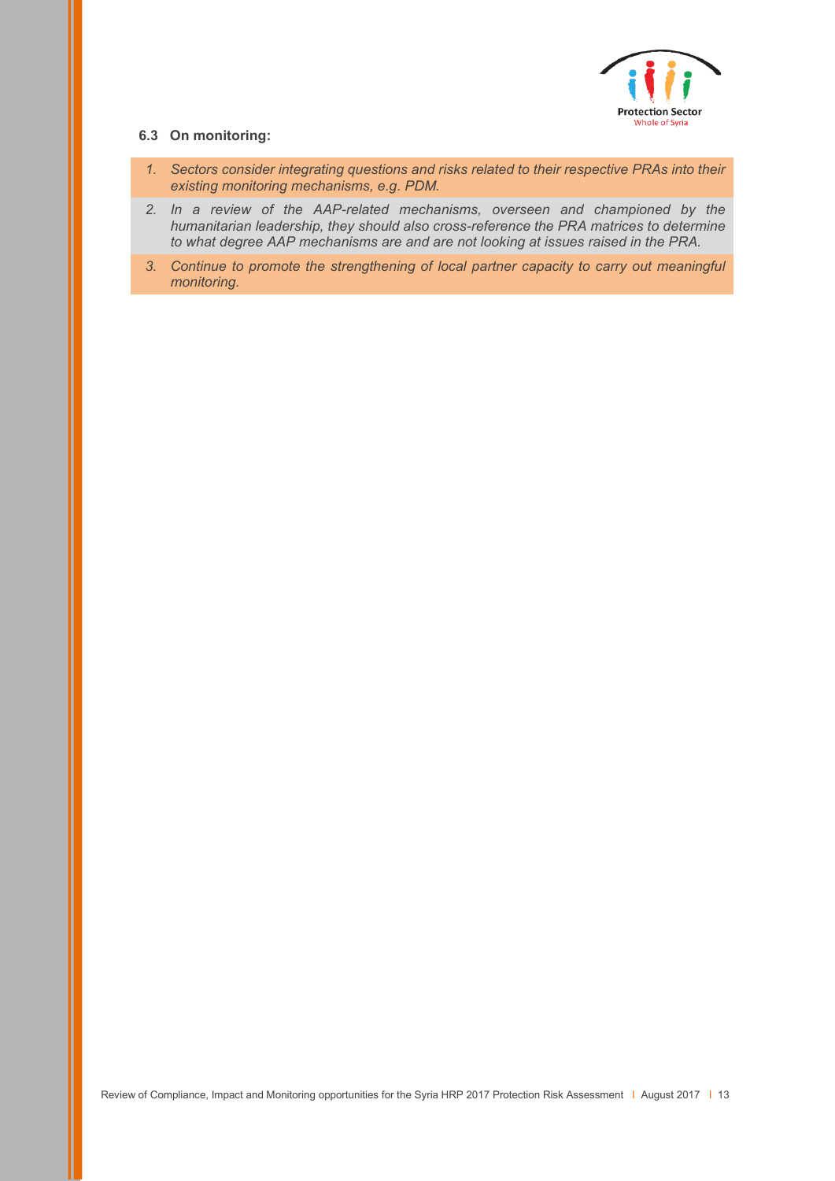### 6.3 On monitoring:

1. *Sectors consider integrating questions and risks related to their respective PRAs into their existing monitoring mechanisms, e.g. PDM.*
2. *In a review of the AAP-related mechanisms, overseen and championed by the humanitarian leadership, they should also cross-reference the PRA matrices to determine to what degree AAP mechanisms are and are not looking at issues raised in the PRA.*
3. *Continue to promote the strengthening of local partner capacity to carry out meaningful monitoring.*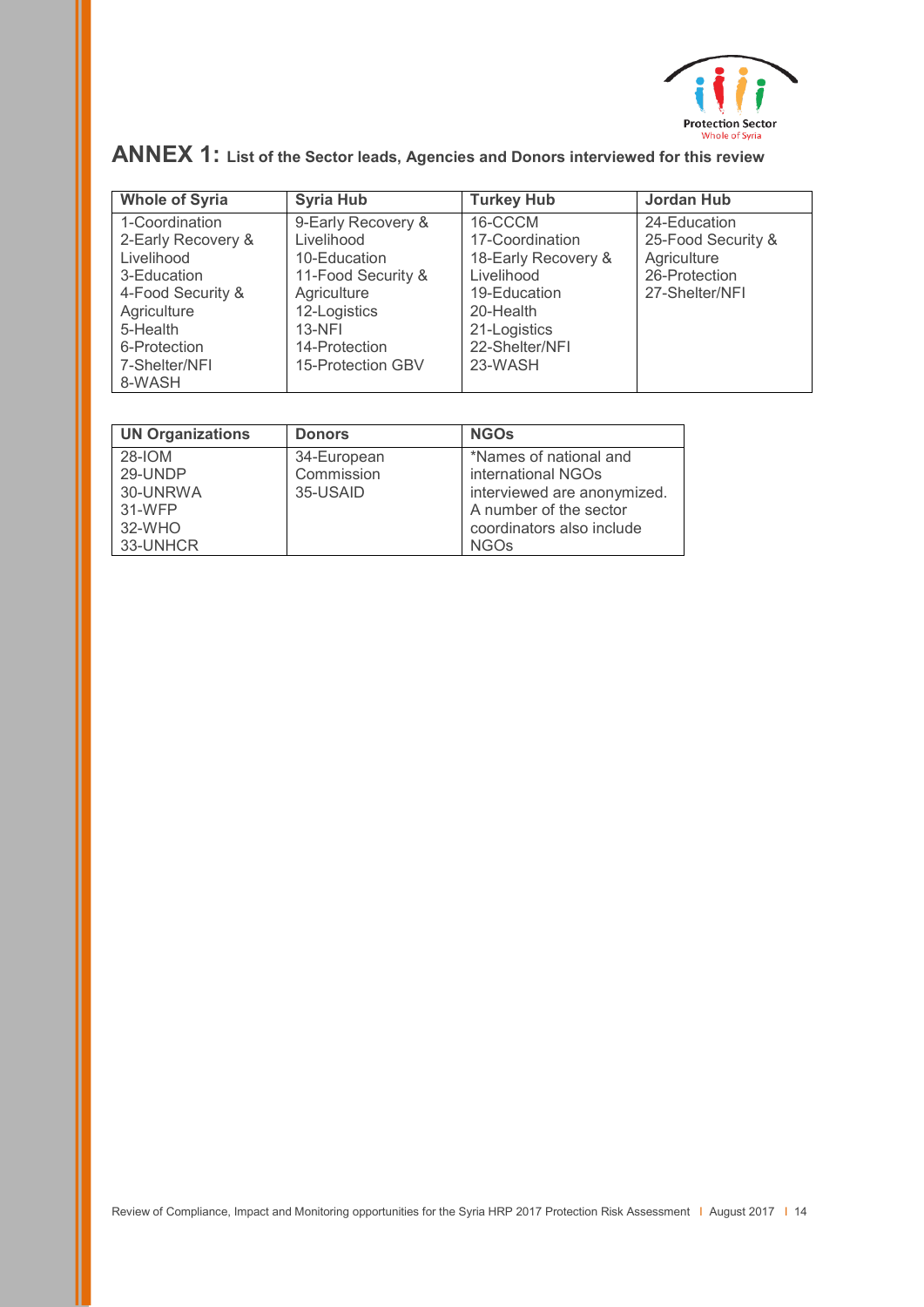## ANNEX 1: List of the Sector leads, Agencies and Donors interviewed for this review

| Whole of Syria | Syria Hub | Turkey Hub | Jordan Hub |
|---|---|---|---|
| 1-Coordination<br>2-Early Recovery & Livelihood<br>3-Education<br>4-Food Security & Agriculture<br>5-Health<br>6-Protection<br>7-Shelter/NFI<br>8-WASH | 9-Early Recovery & Livelihood<br>10-Education<br>11-Food Security & Agriculture<br>12-Logistics<br>13-NFI<br>14-Protection<br>15-Protection GBV | 16-CCCM<br>17-Coordination<br>18-Early Recovery & Livelihood<br>19-Education<br>20-Health<br>21-Logistics<br>22-Shelter/NFI<br>23-WASH | 24-Education<br>25-Food Security & Agriculture<br>26-Protection<br>27-Shelter/NFI |

| UN Organizations | Donors | NGOs |
|---|---|---|
| 28-IOM<br>29-UNDP<br>30-UNRWA<br>31-WFP<br>32-WHO<br>33-UNHCR | 34-European Commission<br>35-USAID | *Names of national and international NGOs interviewed are anonymized. A number of the sector coordinators also include NGOs |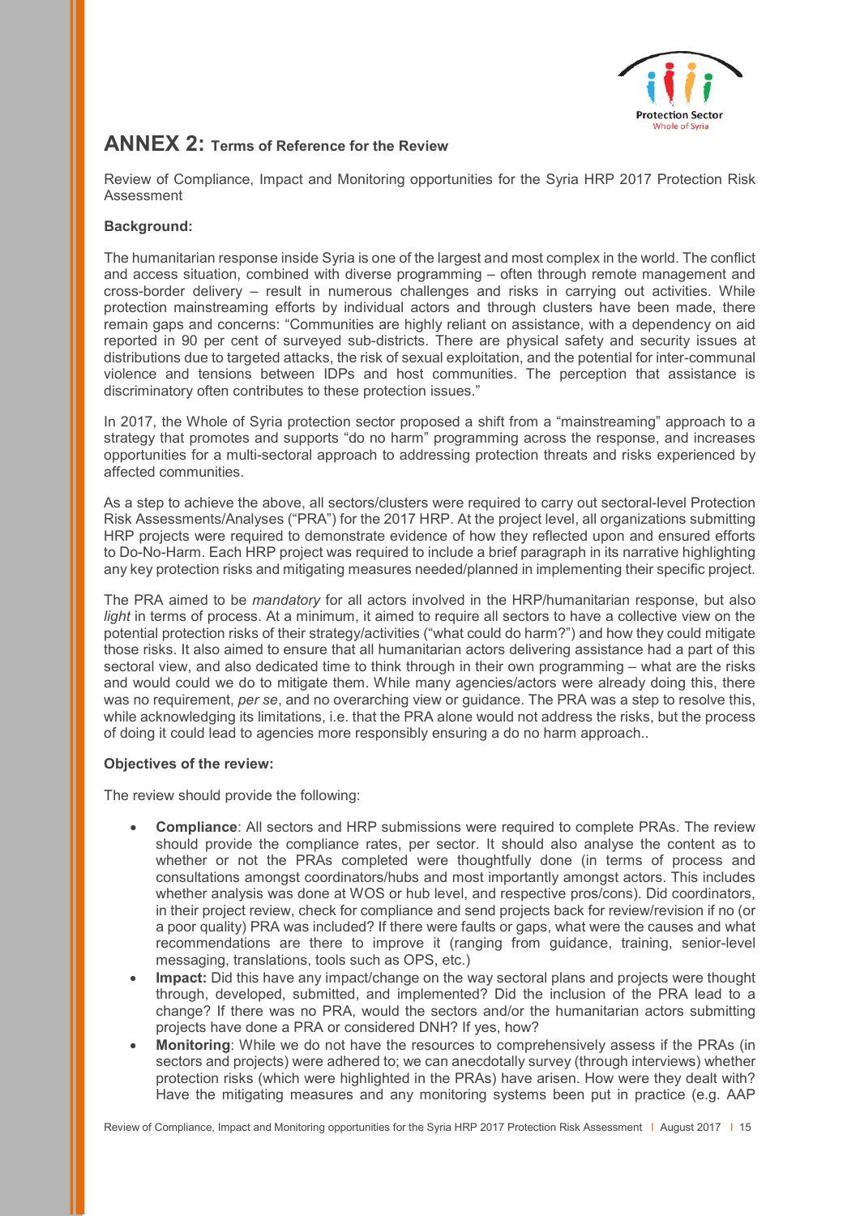## ANNEX 2: Terms of Reference for the Review

Review of Compliance, Impact and Monitoring opportunities for the Syria HRP 2017 Protection Risk Assessment

**Background:**

The humanitarian response inside Syria is one of the largest and most complex in the world. The conflict and access situation, combined with diverse programming – often through remote management and cross-border delivery – result in numerous challenges and risks in carrying out activities. While protection mainstreaming efforts by individual actors and through clusters have been made, there remain gaps and concerns: "Communities are highly reliant on assistance, with a dependency on aid reported in 90 per cent of surveyed sub-districts. There are physical safety and security issues at distributions due to targeted attacks, the risk of sexual exploitation, and the potential for inter-communal violence and tensions between IDPs and host communities. The perception that assistance is discriminatory often contributes to these protection issues."

In 2017, the Whole of Syria protection sector proposed a shift from a "mainstreaming" approach to a strategy that promotes and supports "do no harm" programming across the response, and increases opportunities for a multi-sectoral approach to addressing protection threats and risks experienced by affected communities.

As a step to achieve the above, all sectors/clusters were required to carry out sectoral-level Protection Risk Assessments/Analyses ("PRA") for the 2017 HRP. At the project level, all organizations submitting HRP projects were required to demonstrate evidence of how they reflected upon and ensured efforts to Do-No-Harm. Each HRP project was required to include a brief paragraph in its narrative highlighting any key protection risks and mitigating measures needed/planned in implementing their specific project.

The PRA aimed to be *mandatory* for all actors involved in the HRP/humanitarian response, but also *light* in terms of process. At a minimum, it aimed to require all sectors to have a collective view on the potential protection risks of their strategy/activities ("what could do harm?") and how they could mitigate those risks. It also aimed to ensure that all humanitarian actors delivering assistance had a part of this sectoral view, and also dedicated time to think through in their own programming – what are the risks and would could we do to mitigate them. While many agencies/actors were already doing this, there was no requirement, *per se*, and no overarching view or guidance. The PRA was a step to resolve this, while acknowledging its limitations, i.e. that the PRA alone would not address the risks, but the process of doing it could lead to agencies more responsibly ensuring a do no harm approach..

**Objectives of the review:**

The review should provide the following:

- **Compliance**: All sectors and HRP submissions were required to complete PRAs. The review should provide the compliance rates, per sector. It should also analyse the content as to whether or not the PRAs completed were thoughtfully done (in terms of process and consultations amongst coordinators/hubs and most importantly amongst actors. This includes whether analysis was done at WOS or hub level, and respective pros/cons). Did coordinators, in their project review, check for compliance and send projects back for review/revision if no (or a poor quality) PRA was included? If there were faults or gaps, what were the causes and what recommendations are there to improve it (ranging from guidance, training, senior-level messaging, translations, tools such as OPS, etc.)
- **Impact:** Did this have any impact/change on the way sectoral plans and projects were thought through, developed, submitted, and implemented? Did the inclusion of the PRA lead to a change? If there was no PRA, would the sectors and/or the humanitarian actors submitting projects have done a PRA or considered DNH? If yes, how?
- **Monitoring**: While we do not have the resources to comprehensively assess if the PRAs (in sectors and projects) were adhered to; we can anecdotally survey (through interviews) whether protection risks (which were highlighted in the PRAs) have arisen. How were they dealt with? Have the mitigating measures and any monitoring systems been put in practice (e.g. AAP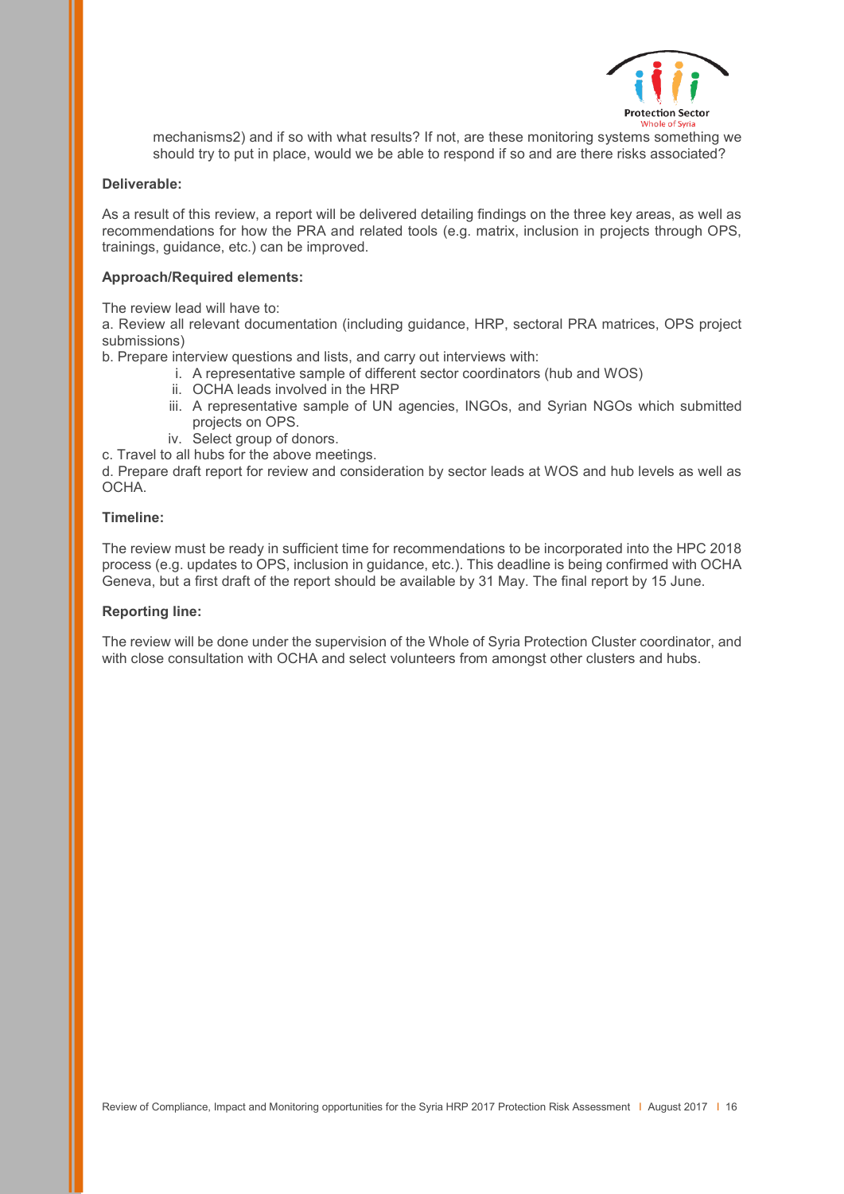mechanisms2) and if so with what results? If not, are these monitoring systems something we should try to put in place, would we be able to respond if so and are there risks associated?

**Deliverable:**

As a result of this review, a report will be delivered detailing findings on the three key areas, as well as recommendations for how the PRA and related tools (e.g. matrix, inclusion in projects through OPS, trainings, guidance, etc.) can be improved.

**Approach/Required elements:**

The review lead will have to:

a. Review all relevant documentation (including guidance, HRP, sectoral PRA matrices, OPS project submissions)

b. Prepare interview questions and lists, and carry out interviews with:

   i. A representative sample of different sector coordinators (hub and WOS)
   ii. OCHA leads involved in the HRP
   iii. A representative sample of UN agencies, INGOs, and Syrian NGOs which submitted projects on OPS.
   iv. Select group of donors.

c. Travel to all hubs for the above meetings.

d. Prepare draft report for review and consideration by sector leads at WOS and hub levels as well as OCHA.

**Timeline:**

The review must be ready in sufficient time for recommendations to be incorporated into the HPC 2018 process (e.g. updates to OPS, inclusion in guidance, etc.). This deadline is being confirmed with OCHA Geneva, but a first draft of the report should be available by 31 May. The final report by 15 June.

**Reporting line:**

The review will be done under the supervision of the Whole of Syria Protection Cluster coordinator, and with close consultation with OCHA and select volunteers from amongst other clusters and hubs.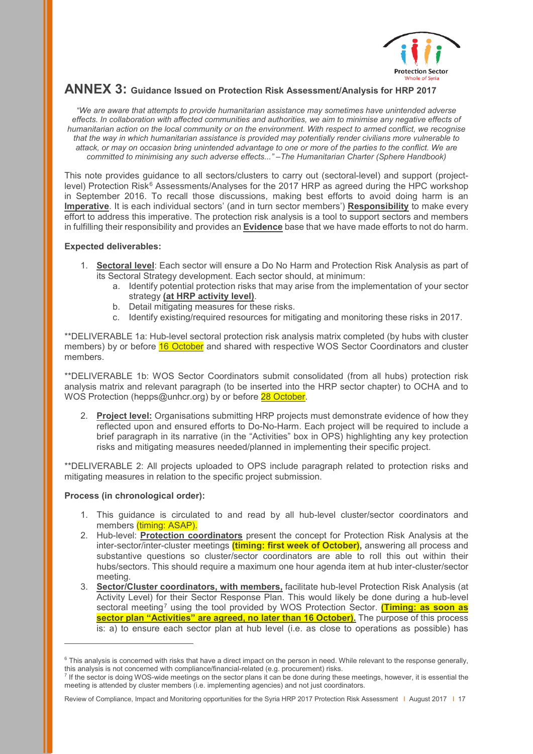# ANNEX 3: Guidance Issued on Protection Risk Assessment/Analysis for HRP 2017

*"We are aware that attempts to provide humanitarian assistance may sometimes have unintended adverse effects. In collaboration with affected communities and authorities, we aim to minimise any negative effects of humanitarian action on the local community or on the environment. With respect to armed conflict, we recognise that the way in which humanitarian assistance is provided may potentially render civilians more vulnerable to attack, or may on occasion bring unintended advantage to one or more of the parties to the conflict. We are committed to minimising any such adverse effects..." –The Humanitarian Charter (Sphere Handbook)*

This note provides guidance to all sectors/clusters to carry out (sectoral-level) and support (project-level) Protection Risk[6] Assessments/Analyses for the 2017 HRP as agreed during the HPC workshop in September 2016. To recall those discussions, making best efforts to avoid doing harm is an **Imperative**. It is each individual sectors' (and in turn sector members') **Responsibility** to make every effort to address this imperative. The protection risk analysis is a tool to support sectors and members in fulfilling their responsibility and provides an **Evidence** base that we have made efforts to not do harm.

**Expected deliverables:**

1. **Sectoral level**: Each sector will ensure a Do No Harm and Protection Risk Analysis as part of its Sectoral Strategy development. Each sector should, at minimum:
   a. Identify potential protection risks that may arise from the implementation of your sector strategy **(at HRP activity level)**.
   b. Detail mitigating measures for these risks.
   c. Identify existing/required resources for mitigating and monitoring these risks in 2017.

**DELIVERABLE 1a: Hub-level sectoral protection risk analysis matrix completed (by hubs with cluster members) by or before 16 October and shared with respective WOS Sector Coordinators and cluster members.

**DELIVERABLE 1b: WOS Sector Coordinators submit consolidated (from all hubs) protection risk analysis matrix and relevant paragraph (to be inserted into the HRP sector chapter) to OCHA and to WOS Protection (hepps@unhcr.org) by or before 28 October.

2. **Project level:** Organisations submitting HRP projects must demonstrate evidence of how they reflected upon and ensured efforts to Do-No-Harm. Each project will be required to include a brief paragraph in its narrative (in the "Activities" box in OPS) highlighting any key protection risks and mitigating measures needed/planned in implementing their specific project.

**DELIVERABLE 2: All projects uploaded to OPS include paragraph related to protection risks and mitigating measures in relation to the specific project submission.

**Process (in chronological order):**

1. This guidance is circulated to and read by all hub-level cluster/sector coordinators and members (timing: ASAP).
2. Hub-level: **Protection coordinators** present the concept for Protection Risk Analysis at the inter-sector/inter-cluster meetings **(timing: first week of October),** answering all process and substantive questions so cluster/sector coordinators are able to roll this out within their hubs/sectors. This should require a maximum one hour agenda item at hub inter-cluster/sector meeting.
3. **Sector/Cluster coordinators, with members,** facilitate hub-level Protection Risk Analysis (at Activity Level) for their Sector Response Plan. This would likely be done during a hub-level sectoral meeting[7] using the tool provided by WOS Protection Sector. **(Timing: as soon as sector plan "Activities" are agreed, no later than 16 October).** The purpose of this process is: a) to ensure each sector plan at hub level (i.e. as close to operations as possible) has

---

[6] This analysis is concerned with risks that have a direct impact on the person in need. While relevant to the response generally, this analysis is not concerned with compliance/financial-related (e.g. procurement) risks.

[7] If the sector is doing WOS-wide meetings on the sector plans it can be done during these meetings, however, it is essential the meeting is attended by cluster members (i.e. implementing agencies) and not just coordinators.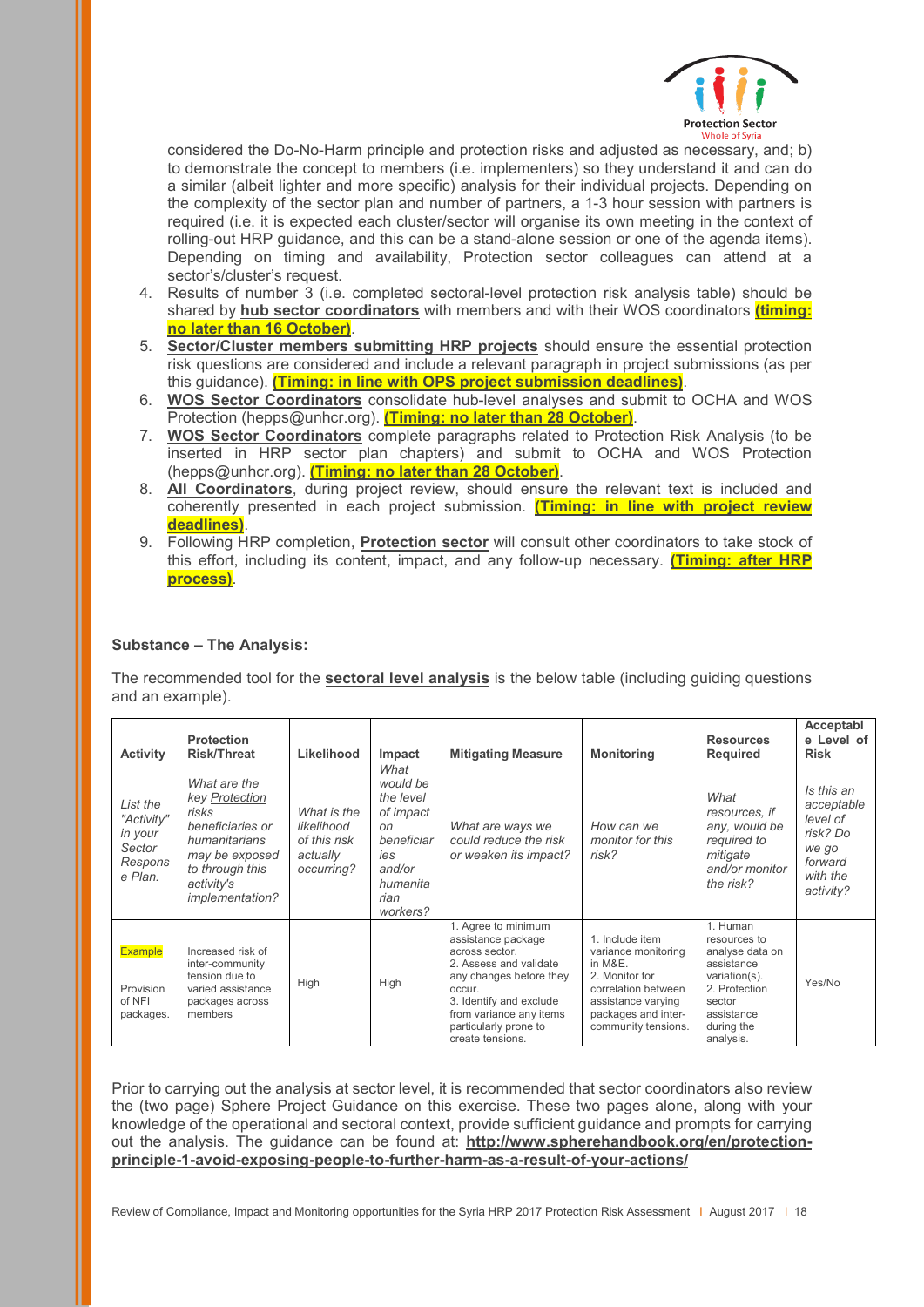considered the Do-No-Harm principle and protection risks and adjusted as necessary, and; b) to demonstrate the concept to members (i.e. implementers) so they understand it and can do a similar (albeit lighter and more specific) analysis for their individual projects. Depending on the complexity of the sector plan and number of partners, a 1-3 hour session with partners is required (i.e. it is expected each cluster/sector will organise its own meeting in the context of rolling-out HRP guidance, and this can be a stand-alone session or one of the agenda items). Depending on timing and availability, Protection sector colleagues can attend at a sector's/cluster's request.

4. Results of number 3 (i.e. completed sectoral-level protection risk analysis table) should be shared by **hub sector coordinators** with members and with their WOS coordinators **(timing: no later than 16 October)**.
5. **Sector/Cluster members submitting HRP projects** should ensure the essential protection risk questions are considered and include a relevant paragraph in project submissions (as per this guidance). **(Timing: in line with OPS project submission deadlines)**.
6. **WOS Sector Coordinators** consolidate hub-level analyses and submit to OCHA and WOS Protection (hepps@unhcr.org). **(Timing: no later than 28 October)**.
7. **WOS Sector Coordinators** complete paragraphs related to Protection Risk Analysis (to be inserted in HRP sector plan chapters) and submit to OCHA and WOS Protection (hepps@unhcr.org). **(Timing: no later than 28 October)**.
8. **All Coordinators**, during project review, should ensure the relevant text is included and coherently presented in each project submission. **(Timing: in line with project review deadlines)**.
9. Following HRP completion, **Protection sector** will consult other coordinators to take stock of this effort, including its content, impact, and any follow-up necessary. **(Timing: after HRP process)**.

**Substance – The Analysis:**

The recommended tool for the **sectoral level analysis** is the below table (including guiding questions and an example).

| Activity | Protection Risk/Threat | Likelihood | Impact | Mitigating Measure | Monitoring | Resources Required | Acceptable Level of Risk |
|---|---|---|---|---|---|---|---|
| *List the "Activity" in your Sector Response Plan.* | *What are the key Protection risks beneficiaries or humanitarians may be exposed to through this activity's implementation?* | *What is the likelihood of this risk actually occurring?* | *What would be the level of impact on beneficiaries and/or humanitarian workers?* | *What are ways we could reduce the risk or weaken its impact?* | *How can we monitor for this risk?* | *What resources, if any, would be required to mitigate and/or monitor the risk?* | *Is this an acceptable level of risk? Do we go forward with the activity?* |
| Example<br><br>Provision of NFI packages. | Increased risk of inter-community tension due to varied assistance packages across members | High | High | 1. Agree to minimum assistance package across sector.<br>2. Assess and validate any changes before they occur.<br>3. Identify and exclude from variance any items particularly prone to create tensions. | 1. Include item variance monitoring in M&E.<br>2. Monitor for correlation between assistance varying packages and inter-community tensions. | 1. Human resources to analyse data on assistance variation(s).<br>2. Protection sector assistance during the analysis. | Yes/No |

Prior to carrying out the analysis at sector level, it is recommended that sector coordinators also review the (two page) Sphere Project Guidance on this exercise. These two pages alone, along with your knowledge of the operational and sectoral context, provide sufficient guidance and prompts for carrying out the analysis. The guidance can be found at: **http://www.spherehandbook.org/en/protection-principle-1-avoid-exposing-people-to-further-harm-as-a-result-of-your-actions/**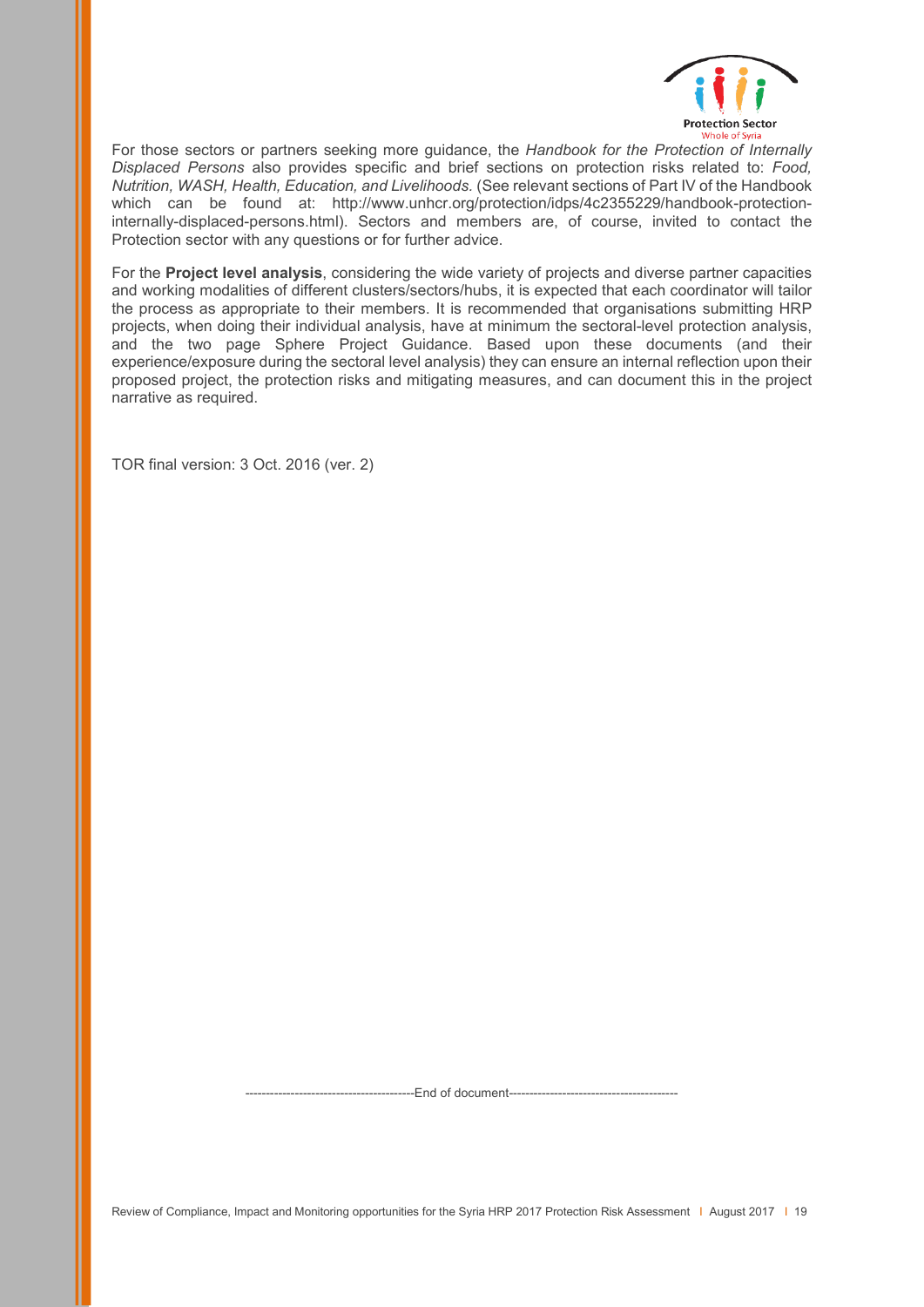For those sectors or partners seeking more guidance, the *Handbook for the Protection of Internally Displaced Persons* also provides specific and brief sections on protection risks related to: *Food, Nutrition, WASH, Health, Education, and Livelihoods.* (See relevant sections of Part IV of the Handbook which can be found at: http://www.unhcr.org/protection/idps/4c2355229/handbook-protection-internally-displaced-persons.html). Sectors and members are, of course, invited to contact the Protection sector with any questions or for further advice.

For the **Project level analysis**, considering the wide variety of projects and diverse partner capacities and working modalities of different clusters/sectors/hubs, it is expected that each coordinator will tailor the process as appropriate to their members. It is recommended that organisations submitting HRP projects, when doing their individual analysis, have at minimum the sectoral-level protection analysis, and the two page Sphere Project Guidance. Based upon these documents (and their experience/exposure during the sectoral level analysis) they can ensure an internal reflection upon their proposed project, the protection risks and mitigating measures, and can document this in the project narrative as required.

TOR final version: 3 Oct. 2016 (ver. 2)

----------------------------------------End of document----------------------------------------